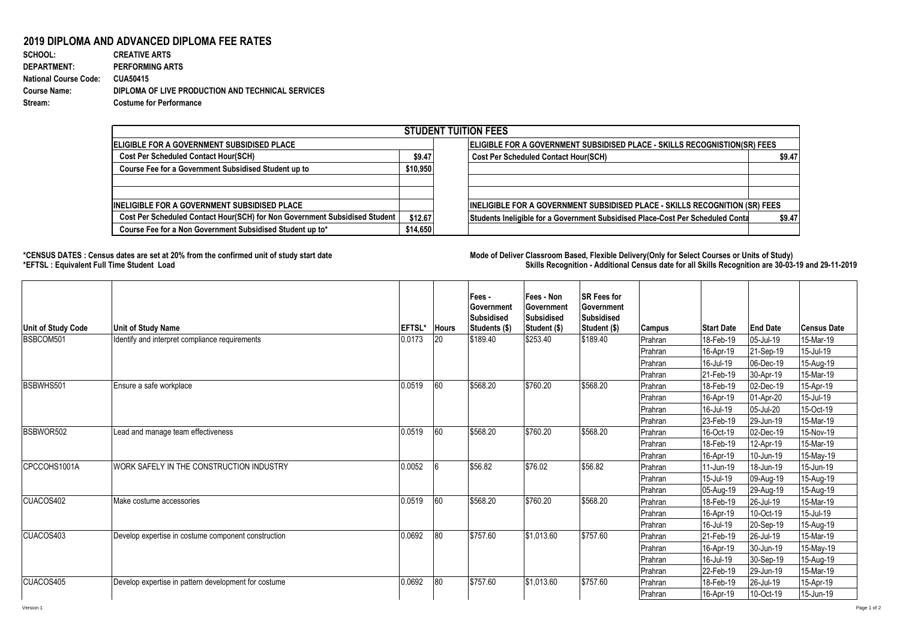# 2019 DIPLOMA AND ADVANCED DIPLOMA FEE RATES

**SCHOOL:** CREATIVE ARTS
**DEPARTMENT:** PERFORMING ARTS
**National Course Code:** CUA50415
**Course Name:** DIPLOMA OF LIVE PRODUCTION AND TECHNICAL SERVICES
**Stream:** Costume for Performance

## STUDENT TUITION FEES

| ELIGIBLE FOR A GOVERNMENT SUBSIDISED PLACE | | ELIGIBLE FOR A GOVERNMENT SUBSIDISED PLACE - SKILLS RECOGNISTION(SR) FEES | |
|---|---|---|---|
| Cost Per Scheduled Contact Hour(SCH) | $9.47 | Cost Per Scheduled Contact Hour(SCH) | $9.47 |
| Course Fee for a Government Subsidised Student up to | $10,950 | | |
| | | | |
| | | | |
| INELIGIBLE FOR A GOVERNMENT SUBSIDISED PLACE | | INELIGIBLE FOR A GOVERNMENT SUBSIDISED PLACE - SKILLS RECOGNITION (SR) FEES | |
| Cost Per Scheduled Contact Hour(SCH) for Non Government Subsidised Student | $12.67 | Students Ineligible for a Government Subsidised Place-Cost Per Scheduled Conta | $9.47 |
| Course Fee for a Non Government Subsidised Student up to* | $14,650 | | |

**\*CENSUS DATES : Census dates are set at 20% from the confirmed unit of study start date**
**\*EFTSL : Equivalent Full Time Student Load**

**Mode of Deliver Classroom Based, Flexible Delivery(Only for Select Courses or Units of Study)**
**Skills Recognition - Additional Census date for all Skills Recognition are 30-03-19 and 29-11-2019**

| Unit of Study Code | Unit of Study Name | EFTSL* | Hours | Fees - Government Subsidised Students ($) | Fees - Non Government Subsidised Student ($) | SR Fees for Government Subsidised Student ($) | Campus | Start Date | End Date | Census Date |
|---|---|---|---|---|---|---|---|---|---|---|
| BSBCOM501 | Identify and interpret compliance requirements | 0.0173 | 20 | $189.40 | $253.40 | $189.40 | Prahran | 18-Feb-19 | 05-Jul-19 | 15-Mar-19 |
| | | | | | | | Prahran | 16-Apr-19 | 21-Sep-19 | 15-Jul-19 |
| | | | | | | | Prahran | 16-Jul-19 | 06-Dec-19 | 15-Aug-19 |
| | | | | | | | Prahran | 21-Feb-19 | 30-Apr-19 | 15-Mar-19 |
| BSBWHS501 | Ensure a safe workplace | 0.0519 | 60 | $568.20 | $760.20 | $568.20 | Prahran | 18-Feb-19 | 02-Dec-19 | 15-Apr-19 |
| | | | | | | | Prahran | 16-Apr-19 | 01-Apr-20 | 15-Jul-19 |
| | | | | | | | Prahran | 16-Jul-19 | 05-Jul-20 | 15-Oct-19 |
| | | | | | | | Prahran | 23-Feb-19 | 29-Jun-19 | 15-Mar-19 |
| BSBWOR502 | Lead and manage team effectiveness | 0.0519 | 60 | $568.20 | $760.20 | $568.20 | Prahran | 16-Oct-19 | 02-Dec-19 | 15-Nov-19 |
| | | | | | | | Prahran | 18-Feb-19 | 12-Apr-19 | 15-Mar-19 |
| | | | | | | | Prahran | 16-Apr-19 | 10-Jun-19 | 15-May-19 |
| CPCCOHS1001A | WORK SAFELY IN THE CONSTRUCTION INDUSTRY | 0.0052 | 6 | $56.82 | $76.02 | $56.82 | Prahran | 11-Jun-19 | 18-Jun-19 | 15-Jun-19 |
| | | | | | | | Prahran | 15-Jul-19 | 09-Aug-19 | 15-Aug-19 |
| | | | | | | | Prahran | 05-Aug-19 | 29-Aug-19 | 15-Aug-19 |
| CUACOS402 | Make costume accessories | 0.0519 | 60 | $568.20 | $760.20 | $568.20 | Prahran | 18-Feb-19 | 26-Jul-19 | 15-Mar-19 |
| | | | | | | | Prahran | 16-Apr-19 | 10-Oct-19 | 15-Jul-19 |
| | | | | | | | Prahran | 16-Jul-19 | 20-Sep-19 | 15-Aug-19 |
| CUACOS403 | Develop expertise in costume component construction | 0.0692 | 80 | $757.60 | $1,013.60 | $757.60 | Prahran | 21-Feb-19 | 26-Jul-19 | 15-Mar-19 |
| | | | | | | | Prahran | 16-Apr-19 | 30-Jun-19 | 15-May-19 |
| | | | | | | | Prahran | 16-Jul-19 | 30-Sep-19 | 15-Aug-19 |
| | | | | | | | Prahran | 22-Feb-19 | 29-Jun-19 | 15-Mar-19 |
| CUACOS405 | Develop expertise in pattern development for costume | 0.0692 | 80 | $757.60 | $1,013.60 | $757.60 | Prahran | 18-Feb-19 | 26-Jul-19 | 15-Apr-19 |
| | | | | | | | Prahran | 16-Apr-19 | 10-Oct-19 | 15-Jun-19 |

Version 1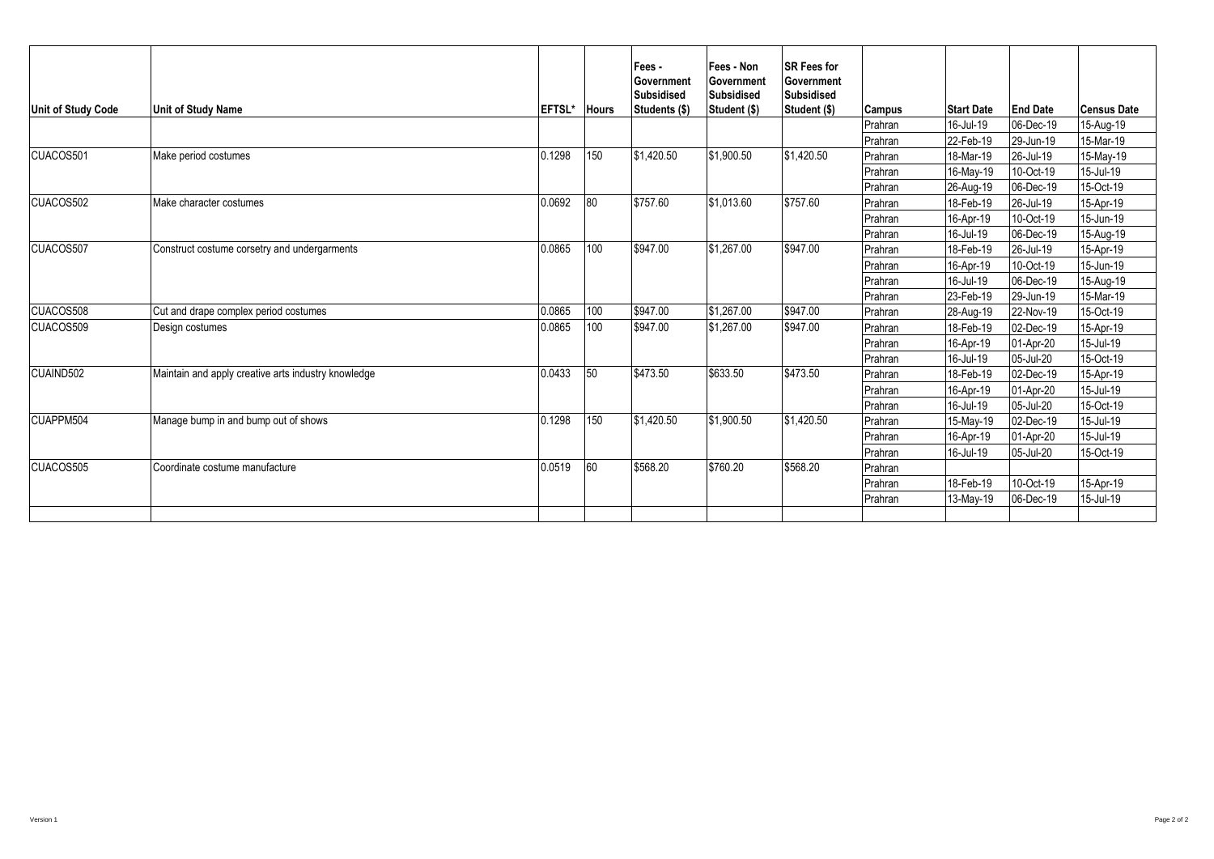| Unit of Study Code | Unit of Study Name | EFTSL* | Hours | Fees - Government Subsidised Students ($) | Fees - Non Government Subsidised Student ($) | SR Fees for Government Subsidised Student ($) | Campus | Start Date | End Date | Census Date |
|---|---|---|---|---|---|---|---|---|---|---|
| | | | | | | | Prahran | 16-Jul-19 | 06-Dec-19 | 15-Aug-19 |
| | | | | | | | Prahran | 22-Feb-19 | 29-Jun-19 | 15-Mar-19 |
| CUACOS501 | Make period costumes | 0.1298 | 150 | $1,420.50 | $1,900.50 | $1,420.50 | Prahran | 18-Mar-19 | 26-Jul-19 | 15-May-19 |
| | | | | | | | Prahran | 16-May-19 | 10-Oct-19 | 15-Jul-19 |
| | | | | | | | Prahran | 26-Aug-19 | 06-Dec-19 | 15-Oct-19 |
| CUACOS502 | Make character costumes | 0.0692 | 80 | $757.60 | $1,013.60 | $757.60 | Prahran | 18-Feb-19 | 26-Jul-19 | 15-Apr-19 |
| | | | | | | | Prahran | 16-Apr-19 | 10-Oct-19 | 15-Jun-19 |
| | | | | | | | Prahran | 16-Jul-19 | 06-Dec-19 | 15-Aug-19 |
| CUACOS507 | Construct costume corsetry and undergarments | 0.0865 | 100 | $947.00 | $1,267.00 | $947.00 | Prahran | 18-Feb-19 | 26-Jul-19 | 15-Apr-19 |
| | | | | | | | Prahran | 16-Apr-19 | 10-Oct-19 | 15-Jun-19 |
| | | | | | | | Prahran | 16-Jul-19 | 06-Dec-19 | 15-Aug-19 |
| | | | | | | | Prahran | 23-Feb-19 | 29-Jun-19 | 15-Mar-19 |
| CUACOS508 | Cut and drape complex period costumes | 0.0865 | 100 | $947.00 | $1,267.00 | $947.00 | Prahran | 28-Aug-19 | 22-Nov-19 | 15-Oct-19 |
| CUACOS509 | Design costumes | 0.0865 | 100 | $947.00 | $1,267.00 | $947.00 | Prahran | 18-Feb-19 | 02-Dec-19 | 15-Apr-19 |
| | | | | | | | Prahran | 16-Apr-19 | 01-Apr-20 | 15-Jul-19 |
| | | | | | | | Prahran | 16-Jul-19 | 05-Jul-20 | 15-Oct-19 |
| CUAIND502 | Maintain and apply creative arts industry knowledge | 0.0433 | 50 | $473.50 | $633.50 | $473.50 | Prahran | 18-Feb-19 | 02-Dec-19 | 15-Apr-19 |
| | | | | | | | Prahran | 16-Apr-19 | 01-Apr-20 | 15-Jul-19 |
| | | | | | | | Prahran | 16-Jul-19 | 05-Jul-20 | 15-Oct-19 |
| CUAPPM504 | Manage bump in and bump out of shows | 0.1298 | 150 | $1,420.50 | $1,900.50 | $1,420.50 | Prahran | 15-May-19 | 02-Dec-19 | 15-Jul-19 |
| | | | | | | | Prahran | 16-Apr-19 | 01-Apr-20 | 15-Jul-19 |
| | | | | | | | Prahran | 16-Jul-19 | 05-Jul-20 | 15-Oct-19 |
| CUACOS505 | Coordinate costume manufacture | 0.0519 | 60 | $568.20 | $760.20 | $568.20 | Prahran | | | |
| | | | | | | | Prahran | 18-Feb-19 | 10-Oct-19 | 15-Apr-19 |
| | | | | | | | Prahran | 13-May-19 | 06-Dec-19 | 15-Jul-19 |

Version 1